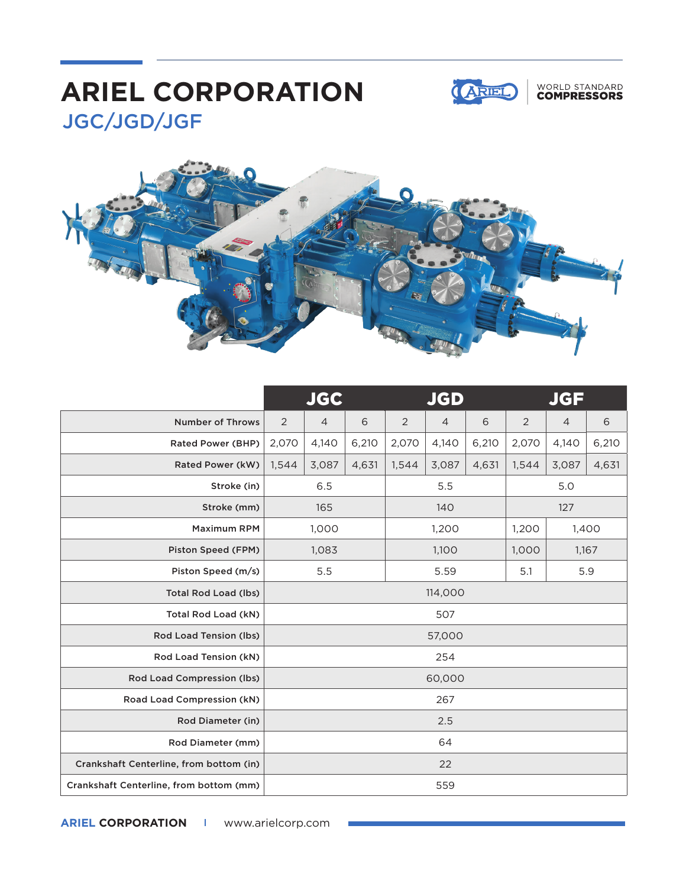# ARIEL CORPORATION

## JGC/JGD/JGF

WORLD STANDARD **COMPRESSORS**

| | JGC | | | JGD | | | JGF | | |
|---|---|---|---|---|---|---|---|---|---|
| Number of Throws | 2 | 4 | 6 | 2 | 4 | 6 | 2 | 4 | 6 |
| Rated Power (BHP) | 2,070 | 4,140 | 6,210 | 2,070 | 4,140 | 6,210 | 2,070 | 4,140 | 6,210 |
| Rated Power (kW) | 1,544 | 3,087 | 4,631 | 1,544 | 3,087 | 4,631 | 1,544 | 3,087 | 4,631 |
| Stroke (in) | 6.5 | | | 5.5 | | | 5.0 | | |
| Stroke (mm) | 165 | | | 140 | | | 127 | | |
| Maximum RPM | 1,000 | | | 1,200 | | | 1,200 | 1,400 | |
| Piston Speed (FPM) | 1,083 | | | 1,100 | | | 1,000 | 1,167 | |
| Piston Speed (m/s) | 5.5 | | | 5.59 | | | 5.1 | 5.9 | |
| Total Rod Load (lbs) | 114,000 | | | | | | | | |
| Total Rod Load (kN) | 507 | | | | | | | | |
| Rod Load Tension (lbs) | 57,000 | | | | | | | | |
| Rod Load Tension (kN) | 254 | | | | | | | | |
| Rod Load Compression (lbs) | 60,000 | | | | | | | | |
| Road Load Compression (kN) | 267 | | | | | | | | |
| Rod Diameter (in) | 2.5 | | | | | | | | |
| Rod Diameter (mm) | 64 | | | | | | | | |
| Crankshaft Centerline, from bottom (in) | 22 | | | | | | | | |
| Crankshaft Centerline, from bottom (mm) | 559 | | | | | | | | |

**ARIEL CORPORATION** | www.arielcorp.com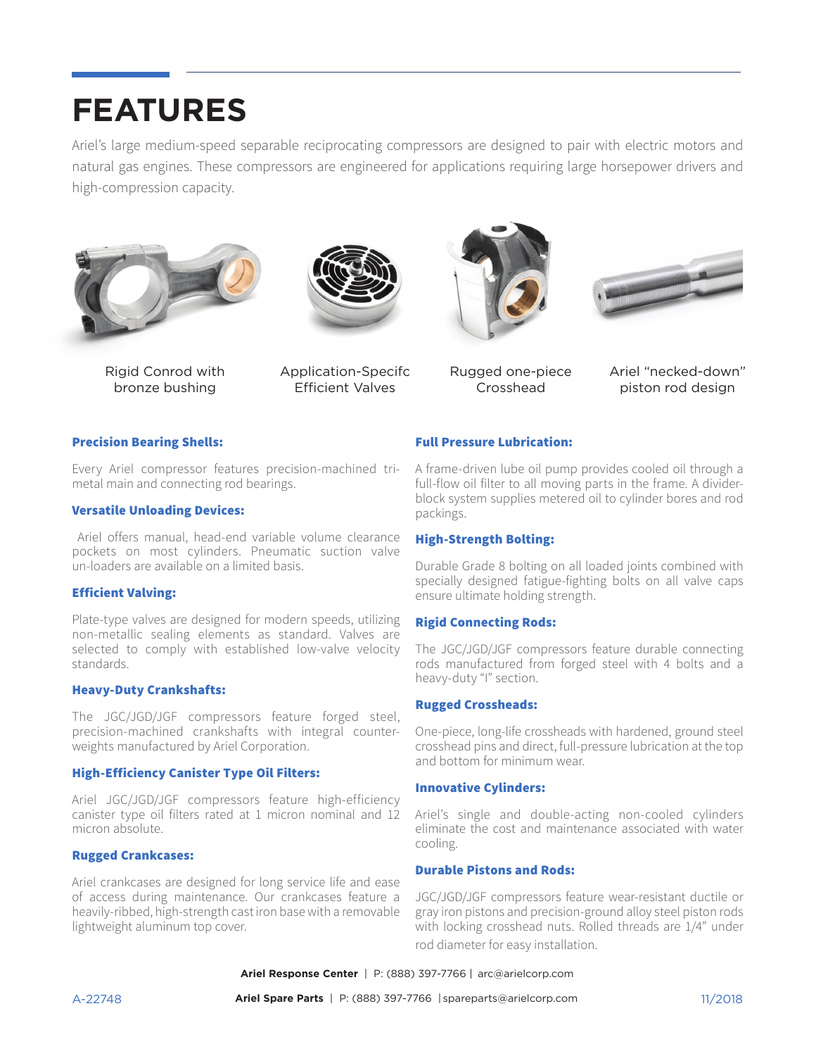# FEATURES

Ariel's large medium-speed separable reciprocating compressors are designed to pair with electric motors and natural gas engines. These compressors are engineered for applications requiring large horsepower drivers and high-compression capacity.

Rigid Conrod with bronze bushing

Application-Specifc Efficient Valves

Rugged one-piece Crosshead

Ariel "necked-down" piston rod design

**Precision Bearing Shells:**

Every Ariel compressor features precision-machined tri-metal main and connecting rod bearings.

**Versatile Unloading Devices:**

Ariel offers manual, head-end variable volume clearance pockets on most cylinders. Pneumatic suction valve un-loaders are available on a limited basis.

**Efficient Valving:**

Plate-type valves are designed for modern speeds, utilizing non-metallic sealing elements as standard. Valves are selected to comply with established low-valve velocity standards.

**Heavy-Duty Crankshafts:**

The JGC/JGD/JGF compressors feature forged steel, precision-machined crankshafts with integral counter-weights manufactured by Ariel Corporation.

**High-Efficiency Canister Type Oil Filters:**

Ariel JGC/JGD/JGF compressors feature high-efficiency canister type oil filters rated at 1 micron nominal and 12 micron absolute.

**Rugged Crankcases:**

Ariel crankcases are designed for long service life and ease of access during maintenance. Our crankcases feature a heavily-ribbed, high-strength cast iron base with a removable lightweight aluminum top cover.

**Full Pressure Lubrication:**

A frame-driven lube oil pump provides cooled oil through a full-flow oil filter to all moving parts in the frame. A divider-block system supplies metered oil to cylinder bores and rod packings.

**High-Strength Bolting:**

Durable Grade 8 bolting on all loaded joints combined with specially designed fatigue-fighting bolts on all valve caps ensure ultimate holding strength.

**Rigid Connecting Rods:**

The JGC/JGD/JGF compressors feature durable connecting rods manufactured from forged steel with 4 bolts and a heavy-duty "I" section.

**Rugged Crossheads:**

One-piece, long-life crossheads with hardened, ground steel crosshead pins and direct, full-pressure lubrication at the top and bottom for minimum wear.

**Innovative Cylinders:**

Ariel's single and double-acting non-cooled cylinders eliminate the cost and maintenance associated with water cooling.

**Durable Pistons and Rods:**

JGC/JGD/JGF compressors feature wear-resistant ductile or gray iron pistons and precision-ground alloy steel piston rods with locking crosshead nuts. Rolled threads are 1/4" under rod diameter for easy installation.

**Ariel Response Center** | P: (888) 397-7766 | arc@arielcorp.com

**Ariel Spare Parts** | P: (888) 397-7766 | spareparts@arielcorp.com

A-22748 11/2018